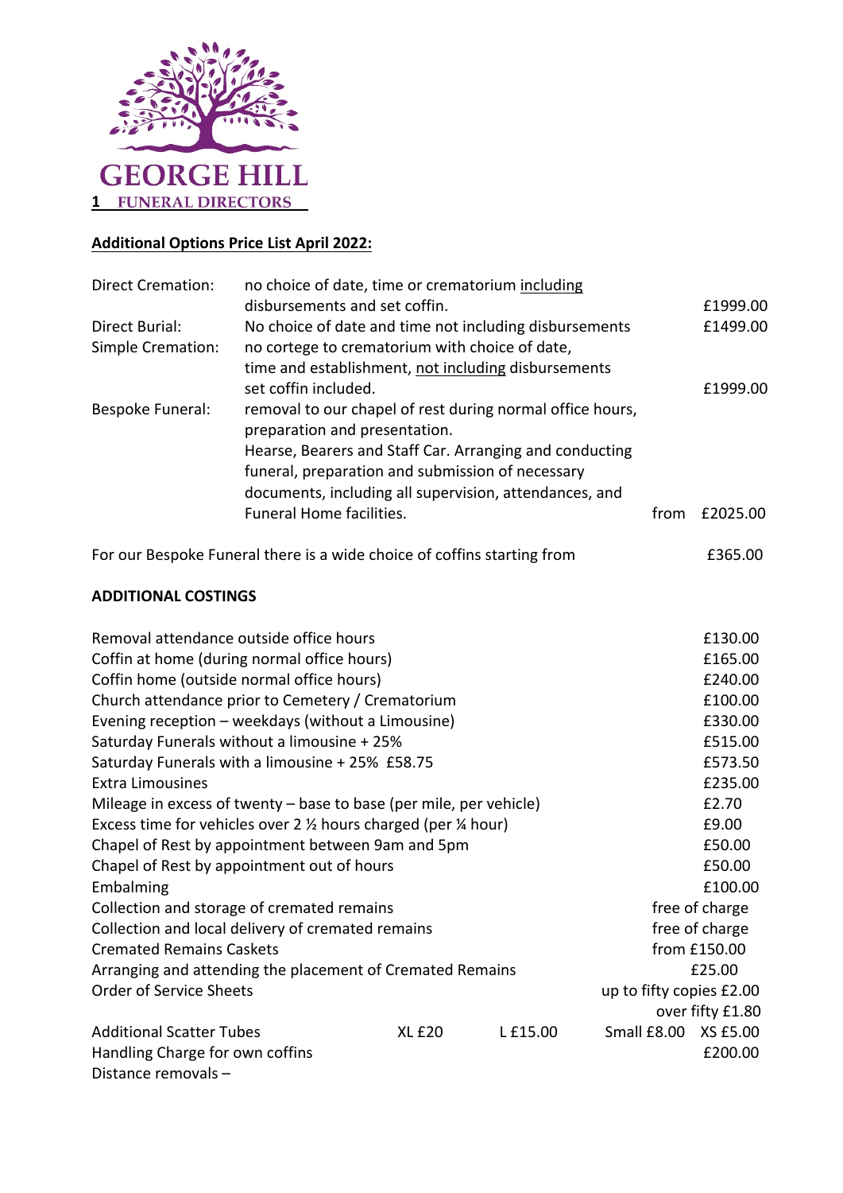GEORGE HILL

1 FUNERAL DIRECTORS

**Additional Options Price List April 2022:**

| | | | |
|---|---|---|---|
| Direct Cremation: | no choice of date, time or crematorium including disbursements and set coffin. | | £1999.00 |
| Direct Burial: | No choice of date and time not including disbursements | | £1499.00 |
| Simple Cremation: | no cortege to crematorium with choice of date, time and establishment, not including disbursements set coffin included. | | £1999.00 |
| Bespoke Funeral: | removal to our chapel of rest during normal office hours, preparation and presentation. Hearse, Bearers and Staff Car. Arranging and conducting funeral, preparation and submission of necessary documents, including all supervision, attendances, and Funeral Home facilities. | from | £2025.00 |

For our Bespoke Funeral there is a wide choice of coffins starting from £365.00

**ADDITIONAL COSTINGS**

| | |
|---|---|
| Removal attendance outside office hours | £130.00 |
| Coffin at home (during normal office hours) | £165.00 |
| Coffin home (outside normal office hours) | £240.00 |
| Church attendance prior to Cemetery / Crematorium | £100.00 |
| Evening reception – weekdays (without a Limousine) | £330.00 |
| Saturday Funerals without a limousine + 25% | £515.00 |
| Saturday Funerals with a limousine + 25% £58.75 | £573.50 |
| Extra Limousines | £235.00 |
| Mileage in excess of twenty – base to base (per mile, per vehicle) | £2.70 |
| Excess time for vehicles over 2 ½ hours charged (per ¼ hour) | £9.00 |
| Chapel of Rest by appointment between 9am and 5pm | £50.00 |
| Chapel of Rest by appointment out of hours | £50.00 |
| Embalming | £100.00 |
| Collection and storage of cremated remains | free of charge |
| Collection and local delivery of cremated remains | free of charge |
| Cremated Remains Caskets | from £150.00 |
| Arranging and attending the placement of Cremated Remains | £25.00 |
| Order of Service Sheets | up to fifty copies £2.00<br>over fifty £1.80 |
| Additional Scatter Tubes | XL £20 L £15.00 Small £8.00 XS £5.00 |
| Handling Charge for own coffins | £200.00 |
| Distance removals – | |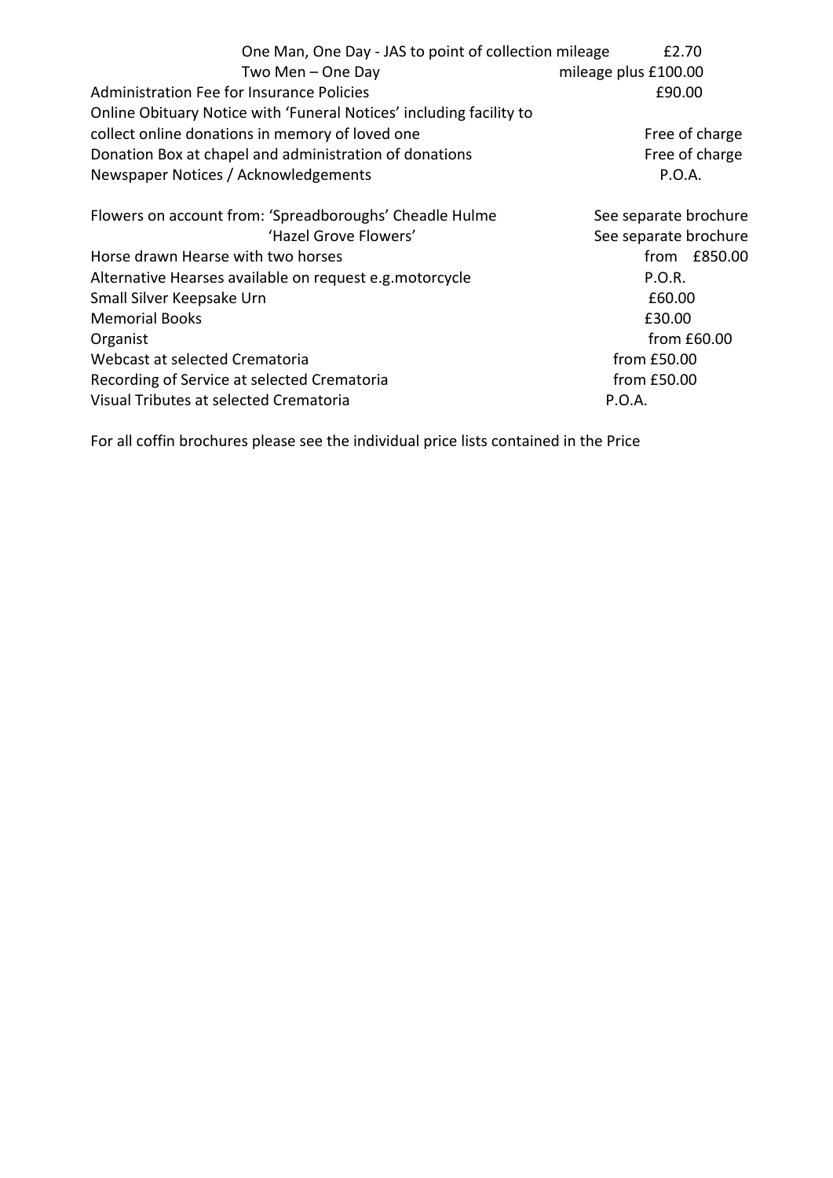| | |
|---|---|
| One Man, One Day - JAS to point of collection mileage | £2.70 |
| Two Men – One Day | mileage plus £100.00 |
| Administration Fee for Insurance Policies | £90.00 |
| Online Obituary Notice with 'Funeral Notices' including facility to collect online donations in memory of loved one | Free of charge |
| Donation Box at chapel and administration of donations | Free of charge |
| Newspaper Notices / Acknowledgements | P.O.A. |
| Flowers on account from: 'Spreadboroughs' Cheadle Hulme | See separate brochure |
| 'Hazel Grove Flowers' | See separate brochure |
| Horse drawn Hearse with two horses | from £850.00 |
| Alternative Hearses available on request e.g.motorcycle | P.O.R. |
| Small Silver Keepsake Urn | £60.00 |
| Memorial Books | £30.00 |
| Organist | from £60.00 |
| Webcast at selected Crematoria | from £50.00 |
| Recording of Service at selected Crematoria | from £50.00 |
| Visual Tributes at selected Crematoria | P.O.A. |

For all coffin brochures please see the individual price lists contained in the Price